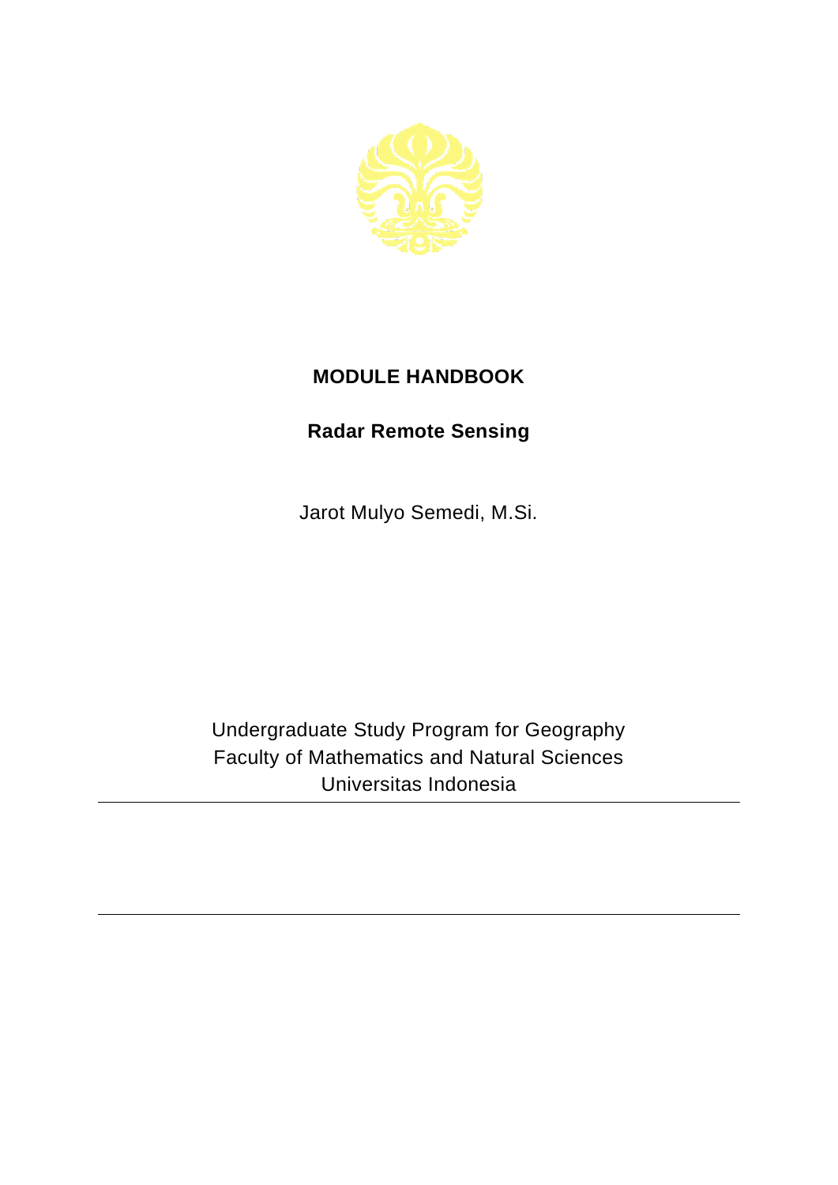# MODULE HANDBOOK

## Radar Remote Sensing

Jarot Mulyo Semedi, M.Si.

Undergraduate Study Program for Geography
Faculty of Mathematics and Natural Sciences
Universitas Indonesia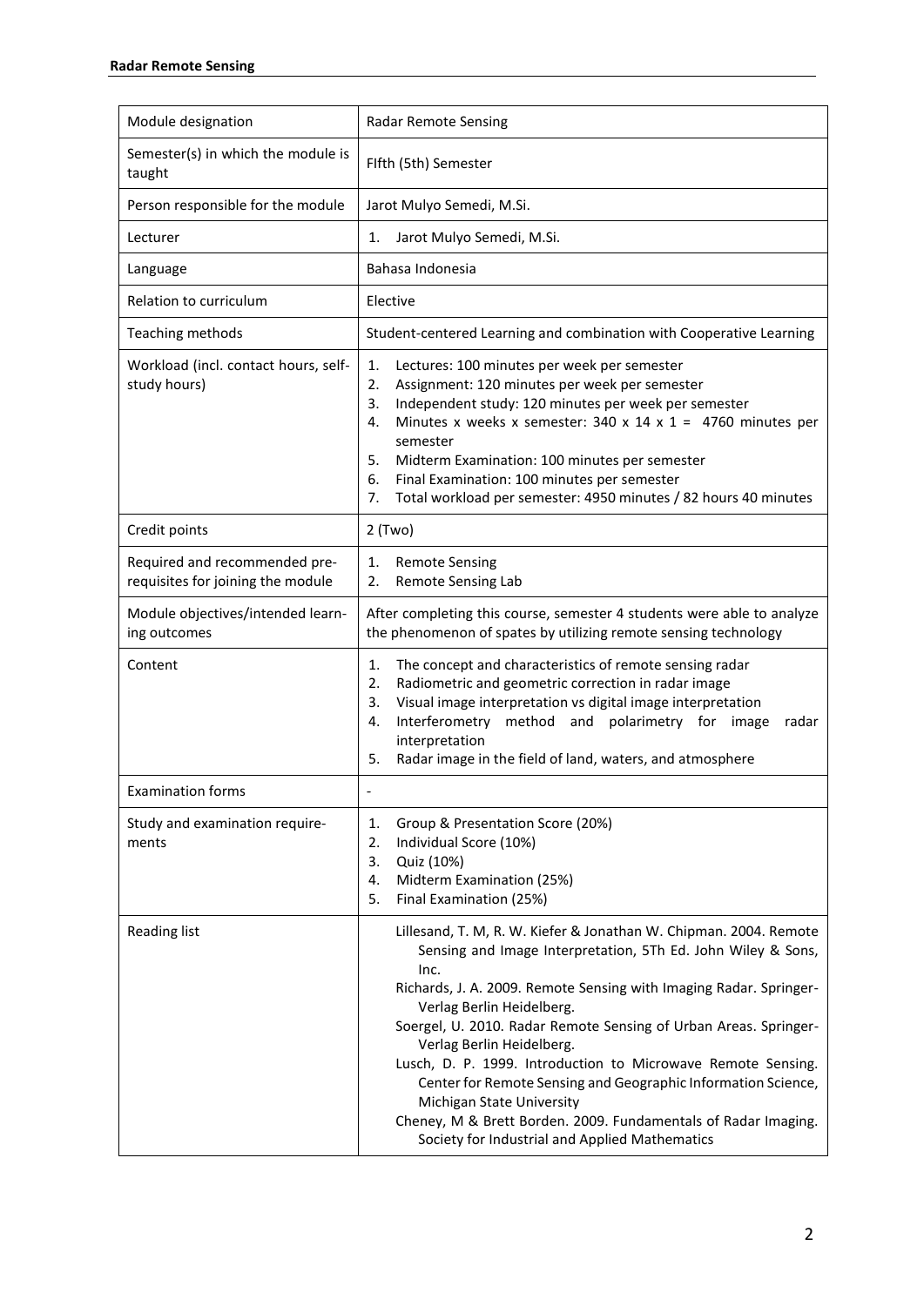| | |
|---|---|
| Module designation | Radar Remote Sensing |
| Semester(s) in which the module is taught | FIfth (5th) Semester |
| Person responsible for the module | Jarot Mulyo Semedi, M.Si. |
| Lecturer | 1. Jarot Mulyo Semedi, M.Si. |
| Language | Bahasa Indonesia |
| Relation to curriculum | Elective |
| Teaching methods | Student-centered Learning and combination with Cooperative Learning |
| Workload (incl. contact hours, self-study hours) | 1. Lectures: 100 minutes per week per semester<br>2. Assignment: 120 minutes per week per semester<br>3. Independent study: 120 minutes per week per semester<br>4. Minutes x weeks x semester: 340 x 14 x 1 = 4760 minutes per semester<br>5. Midterm Examination: 100 minutes per semester<br>6. Final Examination: 100 minutes per semester<br>7. Total workload per semester: 4950 minutes / 82 hours 40 minutes |
| Credit points | 2 (Two) |
| Required and recommended pre-requisites for joining the module | 1. Remote Sensing<br>2. Remote Sensing Lab |
| Module objectives/intended learning outcomes | After completing this course, semester 4 students were able to analyze the phenomenon of spates by utilizing remote sensing technology |
| Content | 1. The concept and characteristics of remote sensing radar<br>2. Radiometric and geometric correction in radar image<br>3. Visual image interpretation vs digital image interpretation<br>4. Interferometry method and polarimetry for image radar interpretation<br>5. Radar image in the field of land, waters, and atmosphere |
| Examination forms | - |
| Study and examination requirements | 1. Group & Presentation Score (20%)<br>2. Individual Score (10%)<br>3. Quiz (10%)<br>4. Midterm Examination (25%)<br>5. Final Examination (25%) |
| Reading list | Lillesand, T. M, R. W. Kiefer & Jonathan W. Chipman. 2004. Remote Sensing and Image Interpretation, 5Th Ed. John Wiley & Sons, Inc.<br>Richards, J. A. 2009. Remote Sensing with Imaging Radar. Springer-Verlag Berlin Heidelberg.<br>Soergel, U. 2010. Radar Remote Sensing of Urban Areas. Springer-Verlag Berlin Heidelberg.<br>Lusch, D. P. 1999. Introduction to Microwave Remote Sensing. Center for Remote Sensing and Geographic Information Science, Michigan State University<br>Cheney, M & Brett Borden. 2009. Fundamentals of Radar Imaging. Society for Industrial and Applied Mathematics |